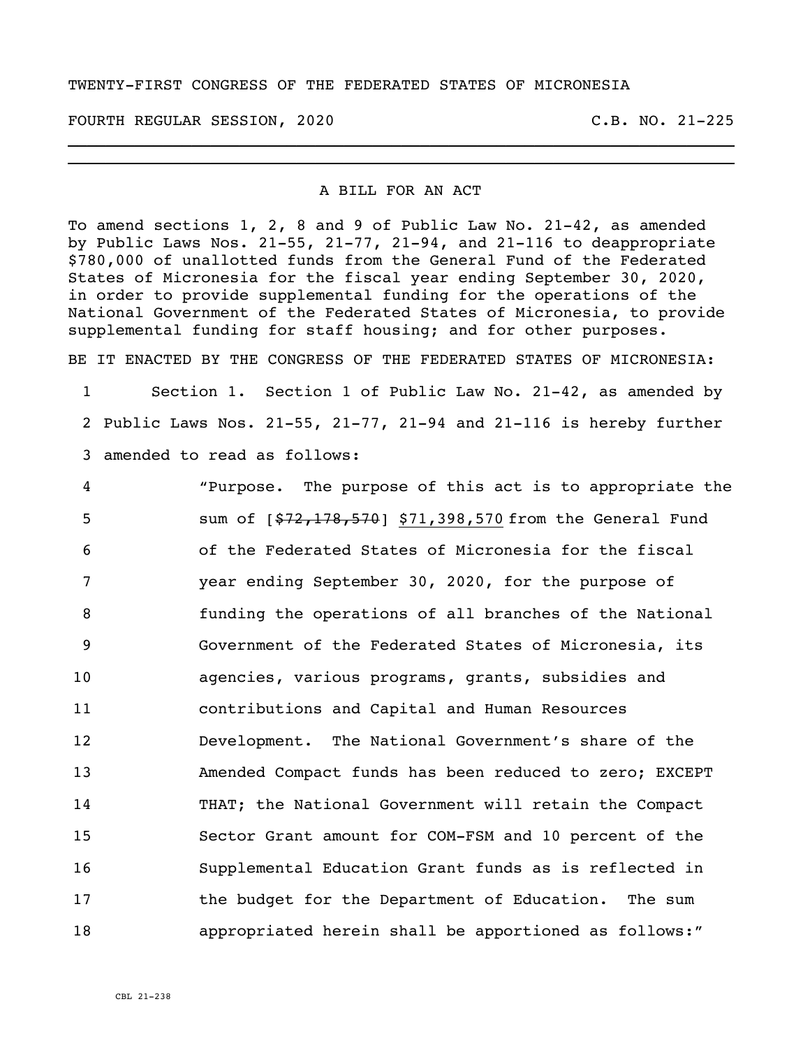TWENTY-FIRST CONGRESS OF THE FEDERATED STATES OF MICRONESIA

FOURTH REGULAR SESSION, 2020 C.B. NO. 21-225

A BILL FOR AN ACT

To amend sections 1, 2, 8 and 9 of Public Law No. 21-42, as amended by Public Laws Nos. 21-55, 21-77, 21-94, and 21-116 to deappropriate \$780,000 of unallotted funds from the General Fund of the Federated States of Micronesia for the fiscal year ending September 30, 2020, in order to provide supplemental funding for the operations of the National Government of the Federated States of Micronesia, to provide supplemental funding for staff housing; and for other purposes.

BE IT ENACTED BY THE CONGRESS OF THE FEDERATED STATES OF MICRONESIA:

1 Section 1. Section 1 of Public Law No. 21-42, as amended by
2 Public Laws Nos. 21-55, 21-77, 21-94 and 21-116 is hereby further
3 amended to read as follows:

4 "Purpose. The purpose of this act is to appropriate the
5 sum of [~~\$72,178,570~~] <u>\$71,398,570</u> from the General Fund
6 of the Federated States of Micronesia for the fiscal
7 year ending September 30, 2020, for the purpose of
8 funding the operations of all branches of the National
9 Government of the Federated States of Micronesia, its
10 agencies, various programs, grants, subsidies and
11 contributions and Capital and Human Resources
12 Development. The National Government's share of the
13 Amended Compact funds has been reduced to zero; EXCEPT
14 THAT; the National Government will retain the Compact
15 Sector Grant amount for COM-FSM and 10 percent of the
16 Supplemental Education Grant funds as is reflected in
17 the budget for the Department of Education. The sum
18 appropriated herein shall be apportioned as follows:"

CBL 21-238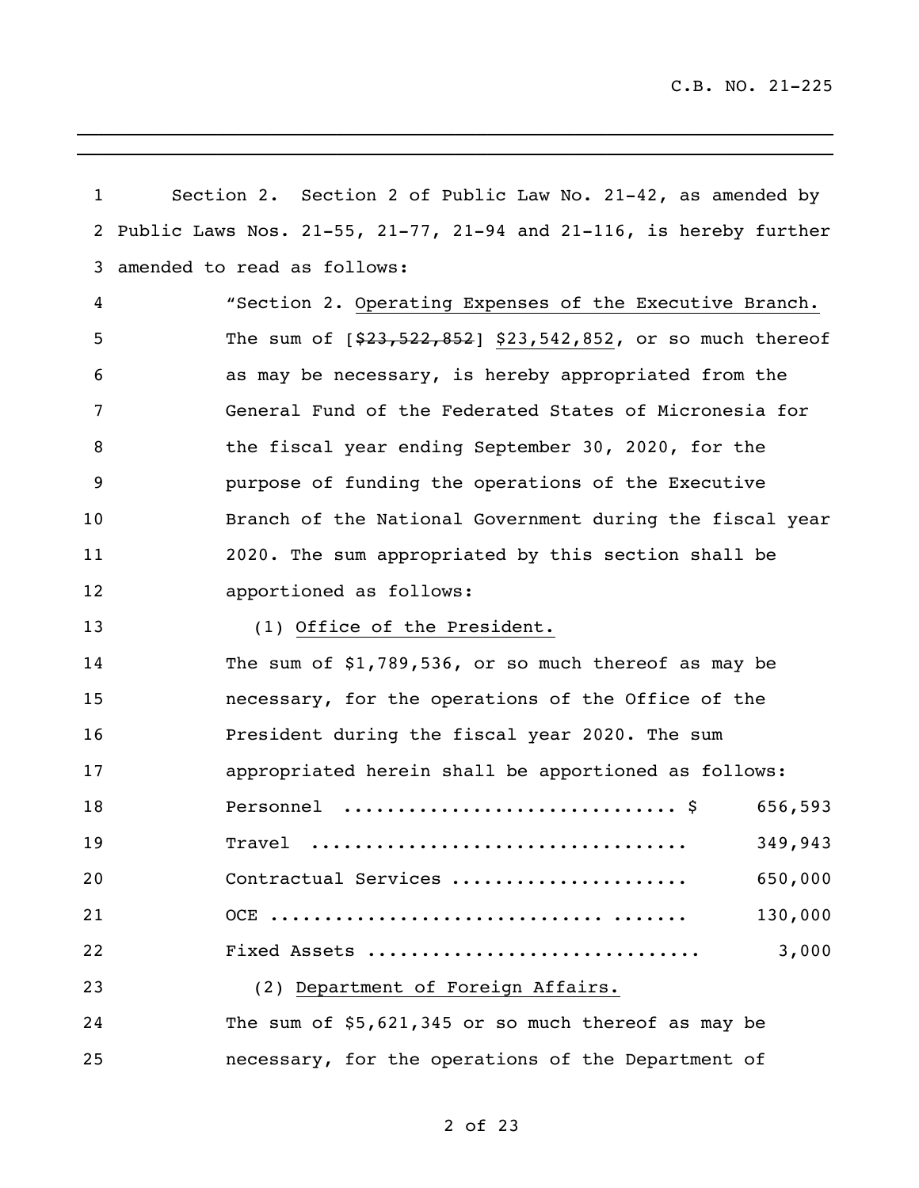Section 2. Section 2 of Public Law No. 21-42, as amended by Public Laws Nos. 21-55, 21-77, 21-94 and 21-116, is hereby further amended to read as follows:

"Section 2. Operating Expenses of the Executive Branch. The sum of [~~$23,522,852~~] $23,542,852, or so much thereof as may be necessary, is hereby appropriated from the General Fund of the Federated States of Micronesia for the fiscal year ending September 30, 2020, for the purpose of funding the operations of the Executive Branch of the National Government during the fiscal year 2020. The sum appropriated by this section shall be apportioned as follows:

(1) Office of the President.

The sum of $1,789,536, or so much thereof as may be necessary, for the operations of the Office of the President during the fiscal year 2020. The sum appropriated herein shall be apportioned as follows:

| | |
|---|---|
| Personnel .............................. $ | 656,593 |
| Travel .................................. | 349,943 |
| Contractual Services ..................... | 650,000 |
| OCE ............................... ....... | 130,000 |
| Fixed Assets .............................. | 3,000 |

(2) Department of Foreign Affairs.

The sum of $5,621,345 or so much thereof as may be necessary, for the operations of the Department of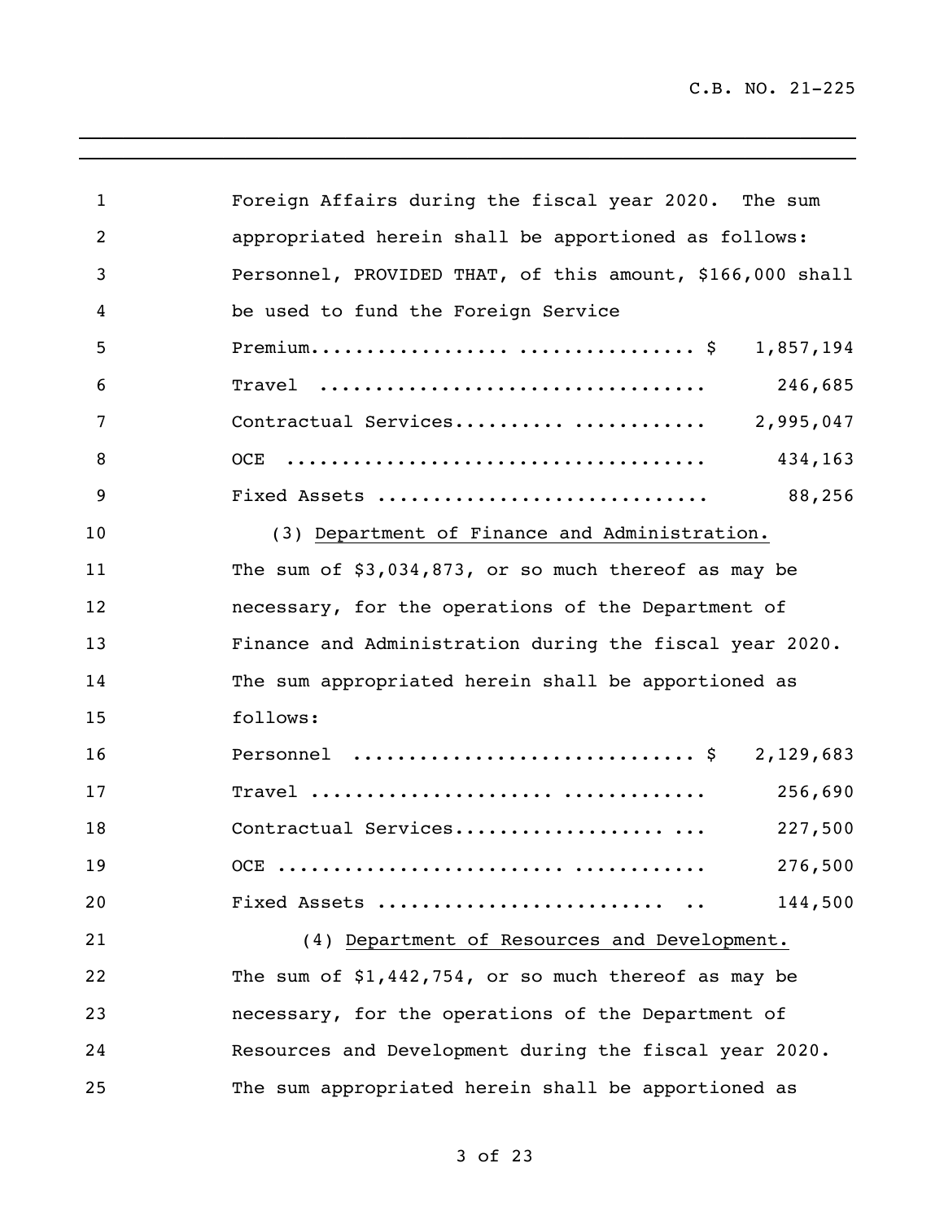Foreign Affairs during the fiscal year 2020. The sum appropriated herein shall be apportioned as follows:

| | |
|---|---|
| Personnel, PROVIDED THAT, of this amount, $166,000 shall be used to fund the Foreign Service Premium................. ............... $ | 1,857,194 |
| Travel .................................. | 246,685 |
| Contractual Services........ ........... | 2,995,047 |
| OCE .................................... | 434,163 |
| Fixed Assets ............................ | 88,256 |

(3) <u>Department of Finance and Administration.</u> The sum of $3,034,873, or so much thereof as may be necessary, for the operations of the Department of Finance and Administration during the fiscal year 2020. The sum appropriated herein shall be apportioned as follows:

| | |
|---|---|
| Personnel ............................. $ | 2,129,683 |
| Travel ..................... ............ | 256,690 |
| Contractual Services.................. ... | 227,500 |
| OCE ...................... ........... | 276,500 |
| Fixed Assets ........................ .. | 144,500 |

(4) <u>Department of Resources and Development.</u> The sum of $1,442,754, or so much thereof as may be necessary, for the operations of the Department of Resources and Development during the fiscal year 2020. The sum appropriated herein shall be apportioned as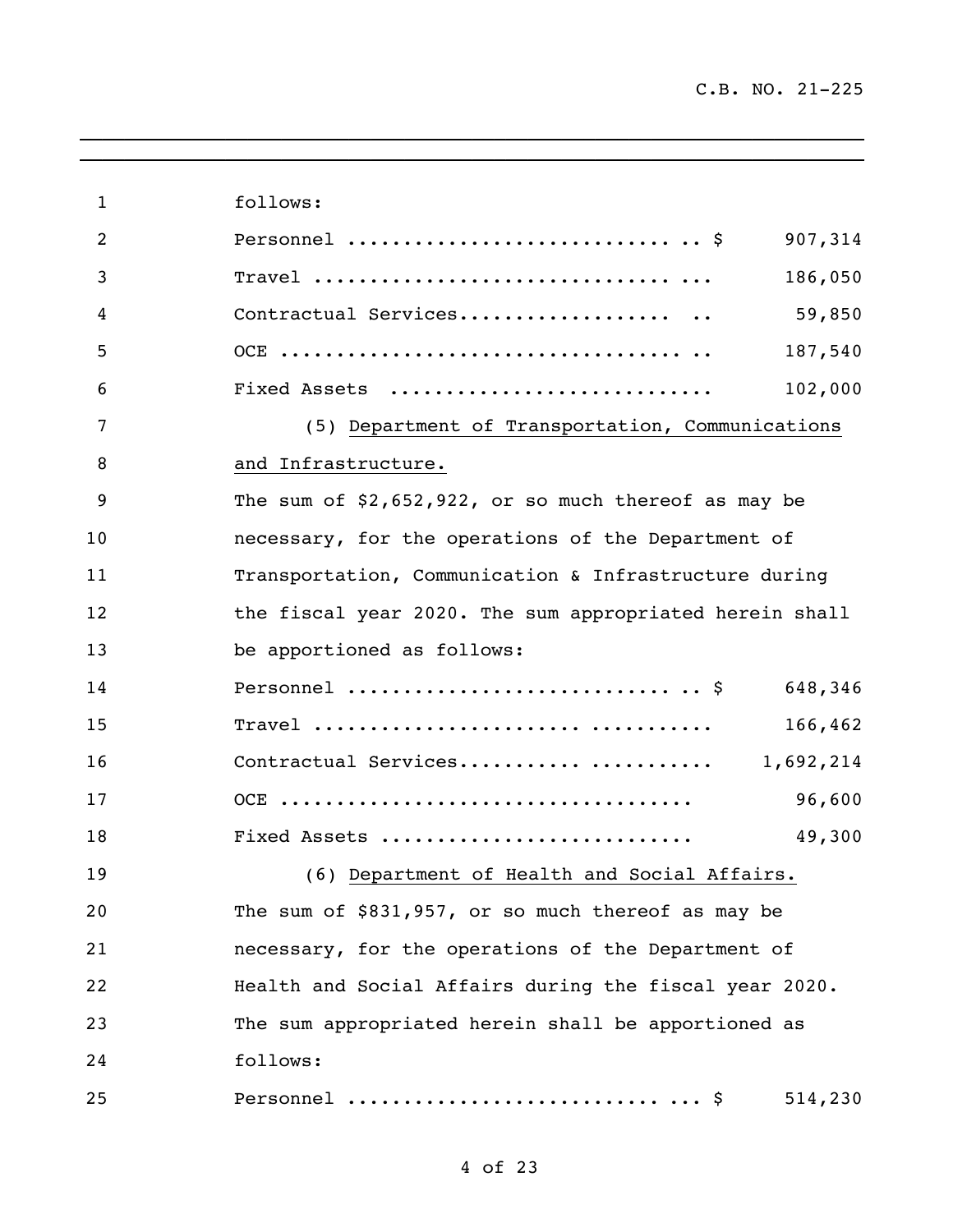follows:

| | |
|---|---|
| Personnel ............................. .. $ | 907,314 |
| Travel ................................ ... | 186,050 |
| Contractual Services................... .. | 59,850 |
| OCE .................................... .. | 187,540 |
| Fixed Assets ........................... | 102,000 |

(5) Department of Transportation, Communications and Infrastructure.

The sum of $2,652,922, or so much thereof as may be necessary, for the operations of the Department of Transportation, Communication & Infrastructure during the fiscal year 2020. The sum appropriated herein shall be apportioned as follows:

| | |
|---|---|
| Personnel ............................. .. $ | 648,346 |
| Travel ..................... .......... | 166,462 |
| Contractual Services......... .......... | 1,692,214 |
| OCE .................................... | 96,600 |
| Fixed Assets ........................... | 49,300 |

(6) Department of Health and Social Affairs.

The sum of $831,957, or so much thereof as may be necessary, for the operations of the Department of Health and Social Affairs during the fiscal year 2020. The sum appropriated herein shall be apportioned as follows:

| | |
|---|---|
| Personnel ............................ ... $ | 514,230 |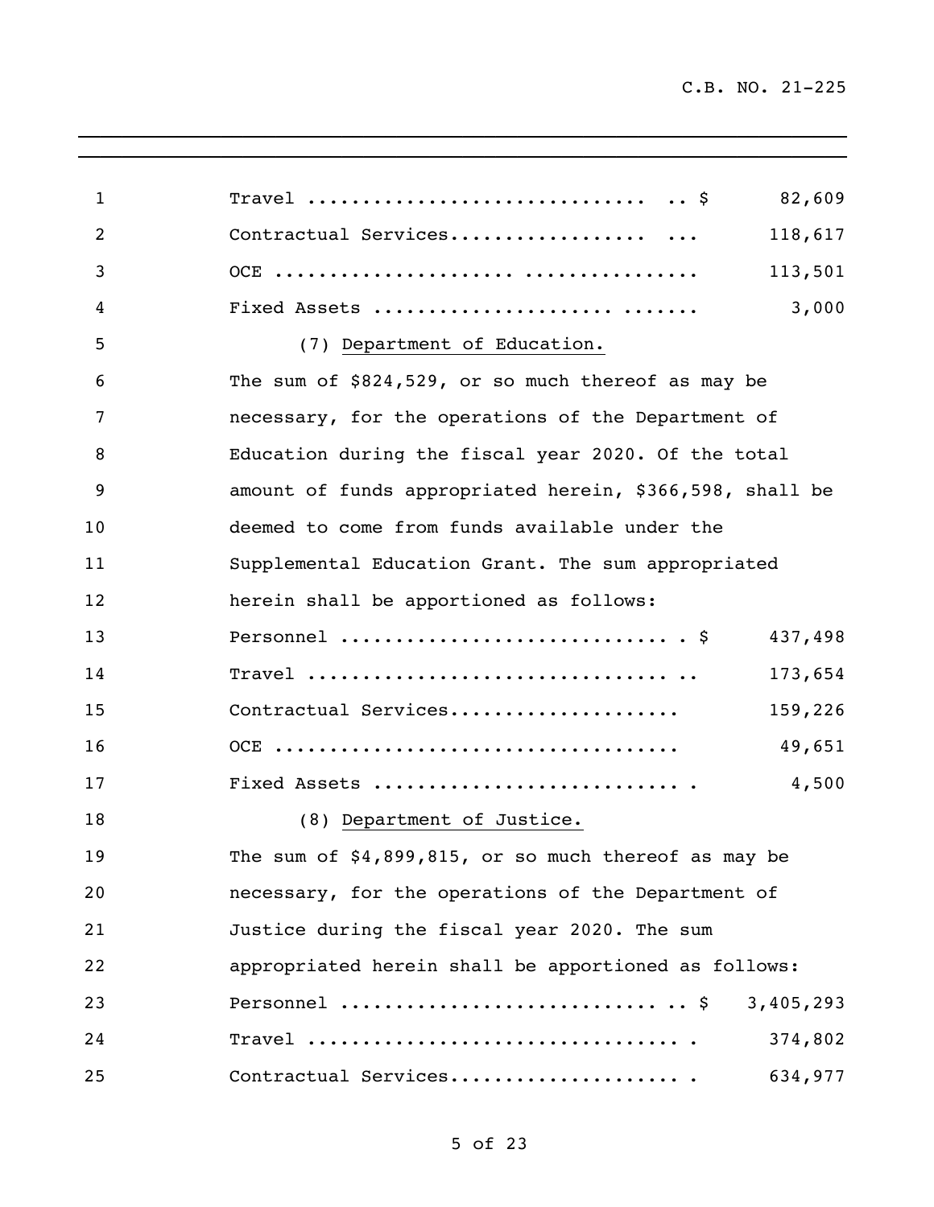| | |
|---|---|
| Travel | $ 82,609 |
| Contractual Services | 118,617 |
| OCE | 113,501 |
| Fixed Assets | 3,000 |

(7) Department of Education.

The sum of $824,529, or so much thereof as may be necessary, for the operations of the Department of Education during the fiscal year 2020. Of the total amount of funds appropriated herein, $366,598, shall be deemed to come from funds available under the Supplemental Education Grant. The sum appropriated herein shall be apportioned as follows:

| | |
|---|---|
| Personnel | $ 437,498 |
| Travel | 173,654 |
| Contractual Services | 159,226 |
| OCE | 49,651 |
| Fixed Assets | 4,500 |

(8) Department of Justice.

The sum of $4,899,815, or so much thereof as may be necessary, for the operations of the Department of Justice during the fiscal year 2020. The sum appropriated herein shall be apportioned as follows:

| | |
|---|---|
| Personnel | $ 3,405,293 |
| Travel | 374,802 |
| Contractual Services | 634,977 |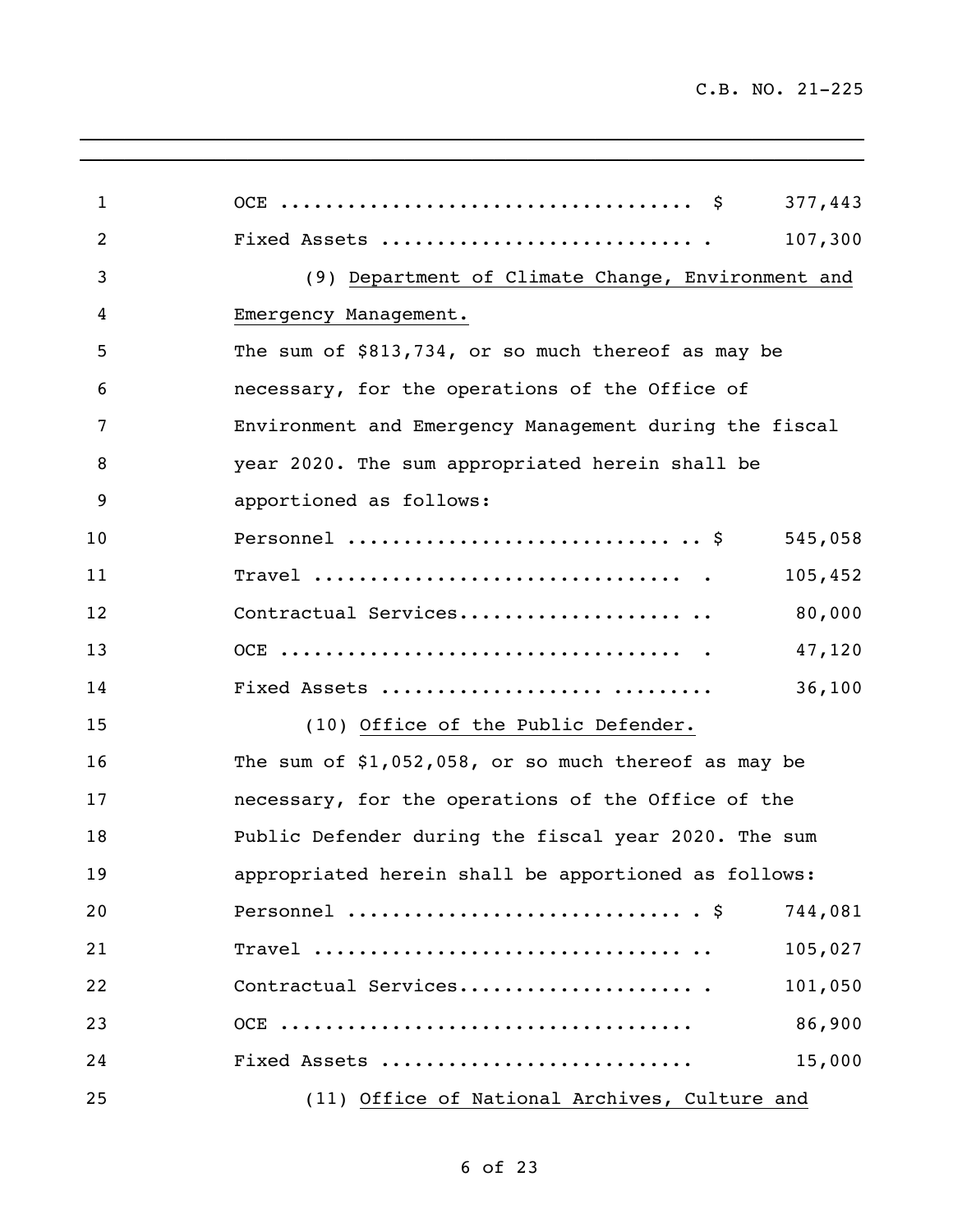OCE .................................... $ 377,443

Fixed Assets ........................... . 107,300

(9) <u>Department of Climate Change, Environment and Emergency Management.</u>

The sum of $813,734, or so much thereof as may be necessary, for the operations of the Office of Environment and Emergency Management during the fiscal year 2020. The sum appropriated herein shall be apportioned as follows:

| | |
|---|---|
| Personnel ............................ .. $ | 545,058 |
| Travel ................................ . | 105,452 |
| Contractual Services.................... .. | 80,000 |
| OCE .................................. . | 47,120 |
| Fixed Assets ................. ......... | 36,100 |

(10) <u>Office of the Public Defender.</u>

The sum of $1,052,058, or so much thereof as may be necessary, for the operations of the Office of the Public Defender during the fiscal year 2020. The sum appropriated herein shall be apportioned as follows:

| | |
|---|---|
| Personnel ............................ . $ | 744,081 |
| Travel ................................. .. | 105,027 |
| Contractual Services..................... . | 101,050 |
| OCE .................................... | 86,900 |
| Fixed Assets .......................... | 15,000 |

(11) <u>Office of National Archives, Culture and</u>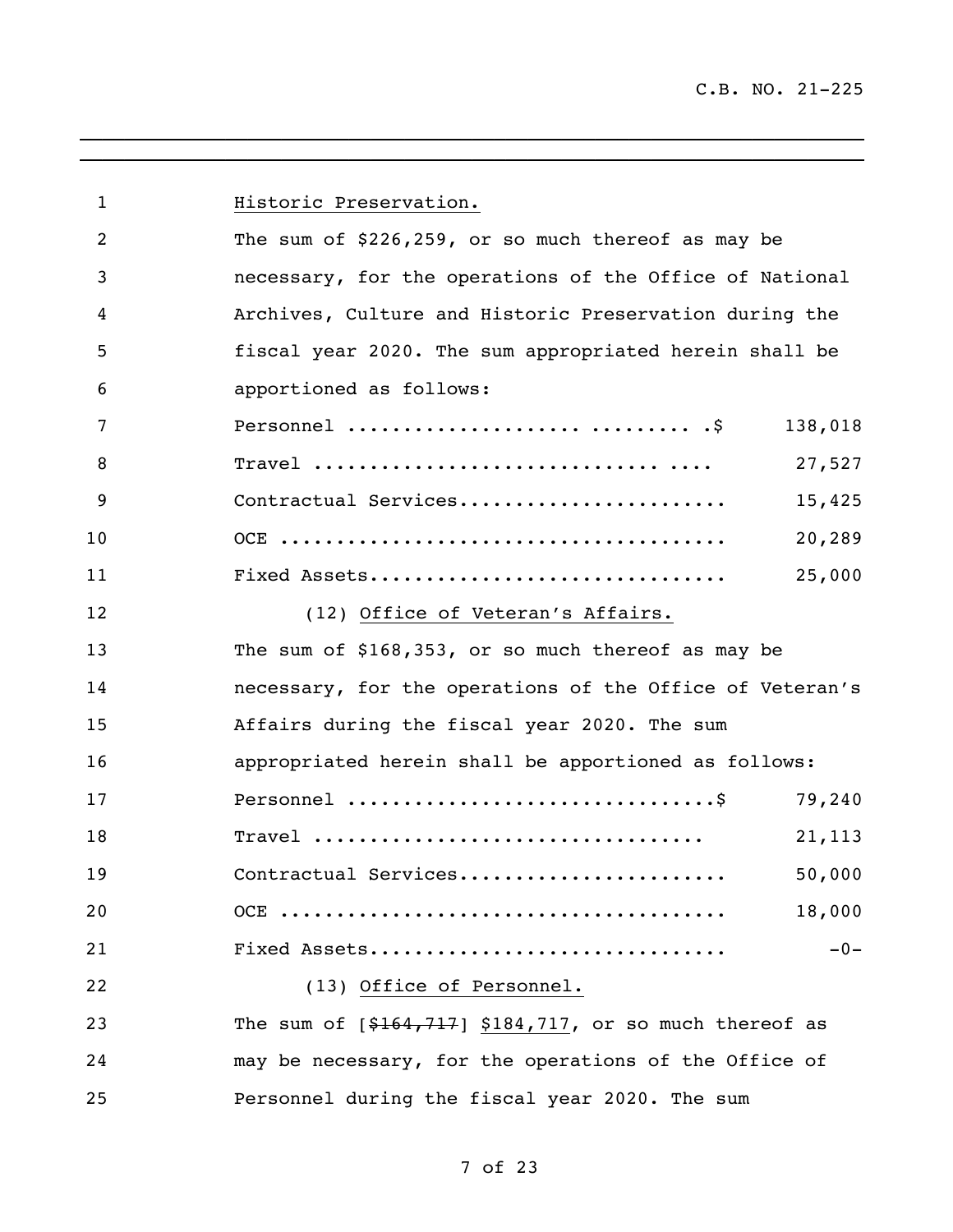Historic Preservation.

The sum of \$226,259, or so much thereof as may be necessary, for the operations of the Office of National Archives, Culture and Historic Preservation during the fiscal year 2020. The sum appropriated herein shall be apportioned as follows:

| | |
|---|---|
| Personnel ................................ .\$ | 138,018 |
| Travel ................................ .... | 27,527 |
| Contractual Services....................... | 15,425 |
| OCE ....................................... | 20,289 |
| Fixed Assets............................... | 25,000 |

(12) Office of Veteran's Affairs.

The sum of \$168,353, or so much thereof as may be necessary, for the operations of the Office of Veteran's Affairs during the fiscal year 2020. The sum appropriated herein shall be apportioned as follows:

| | |
|---|---|
| Personnel ................................\$ | 79,240 |
| Travel .................................. | 21,113 |
| Contractual Services....................... | 50,000 |
| OCE ....................................... | 18,000 |
| Fixed Assets............................... | -0- |

(13) Office of Personnel.

The sum of [~~\$164,717~~] \$184,717, or so much thereof as may be necessary, for the operations of the Office of Personnel during the fiscal year 2020. The sum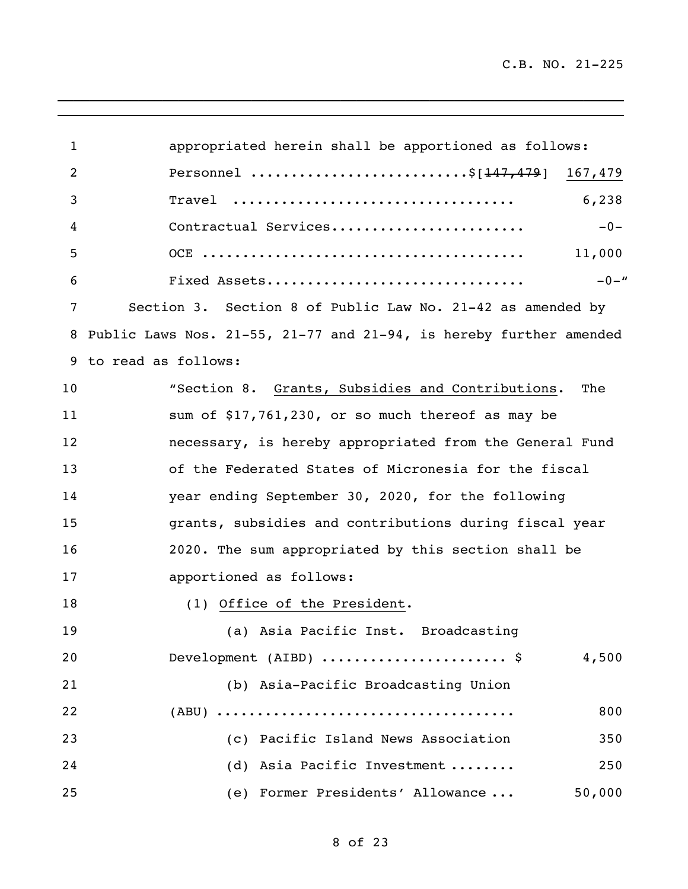appropriated herein shall be apportioned as follows:

Personnel ..........................$[~~147,479~~] 167,479

Travel .................................. 6,238

Contractual Services........................ -0-

OCE ....................................... 11,000

Fixed Assets............................... -0-"

Section 3. Section 8 of Public Law No. 21-42 as amended by Public Laws Nos. 21-55, 21-77 and 21-94, is hereby further amended to read as follows:

"Section 8. <u>Grants, Subsidies and Contributions</u>. The sum of $17,761,230, or so much thereof as may be necessary, is hereby appropriated from the General Fund of the Federated States of Micronesia for the fiscal year ending September 30, 2020, for the following grants, subsidies and contributions during fiscal year 2020. The sum appropriated by this section shall be apportioned as follows:

(1) <u>Office of the President</u>.

(a) Asia Pacific Inst. Broadcasting Development (AIBD) ...................... $ 4,500

(b) Asia-Pacific Broadcasting Union (ABU) .................................... 800

(c) Pacific Island News Association 350

(d) Asia Pacific Investment ........ 250

(e) Former Presidents' Allowance ... 50,000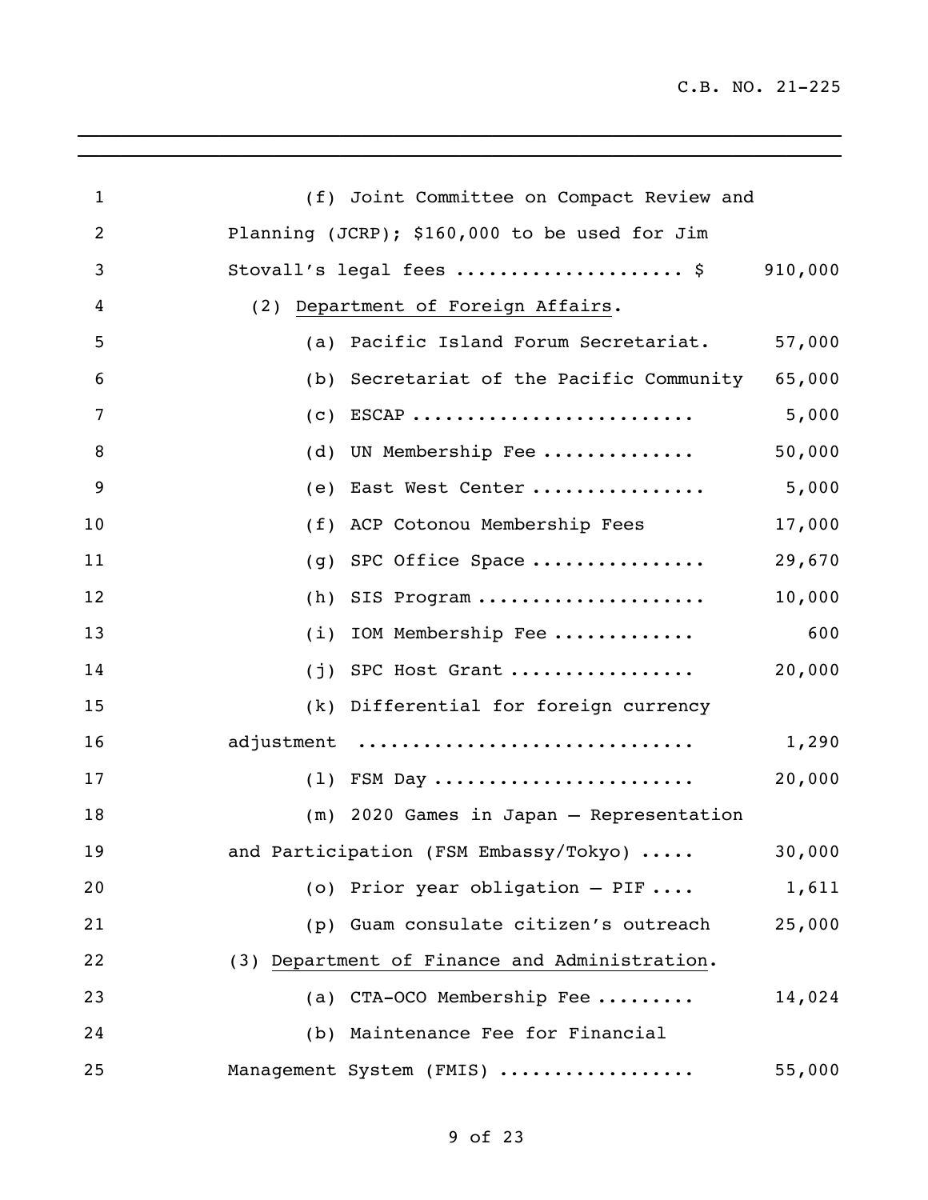(f) Joint Committee on Compact Review and Planning (JCRP); $160,000 to be used for Jim Stovall's legal fees .................... $ 910,000

(2) Department of Foreign Affairs.

| Item | Amount |
|---|---|
| (a) Pacific Island Forum Secretariat. | 57,000 |
| (b) Secretariat of the Pacific Community | 65,000 |
| (c) ESCAP ......................... | 5,000 |
| (d) UN Membership Fee ............. | 50,000 |
| (e) East West Center ............... | 5,000 |
| (f) ACP Cotonou Membership Fees | 17,000 |
| (g) SPC Office Space ............... | 29,670 |
| (h) SIS Program .................... | 10,000 |
| (i) IOM Membership Fee ............ | 600 |
| (j) SPC Host Grant ................ | 20,000 |
| (k) Differential for foreign currency adjustment ............................ | 1,290 |
| (l) FSM Day ...................... | 20,000 |
| (m) 2020 Games in Japan – Representation and Participation (FSM Embassy/Tokyo) ..... | 30,000 |
| (o) Prior year obligation – PIF .... | 1,611 |
| (p) Guam consulate citizen's outreach | 25,000 |

(3) Department of Finance and Administration.

| Item | Amount |
|---|---|
| (a) CTA-OCO Membership Fee ......... | 14,024 |
| (b) Maintenance Fee for Financial Management System (FMIS) ................. | 55,000 |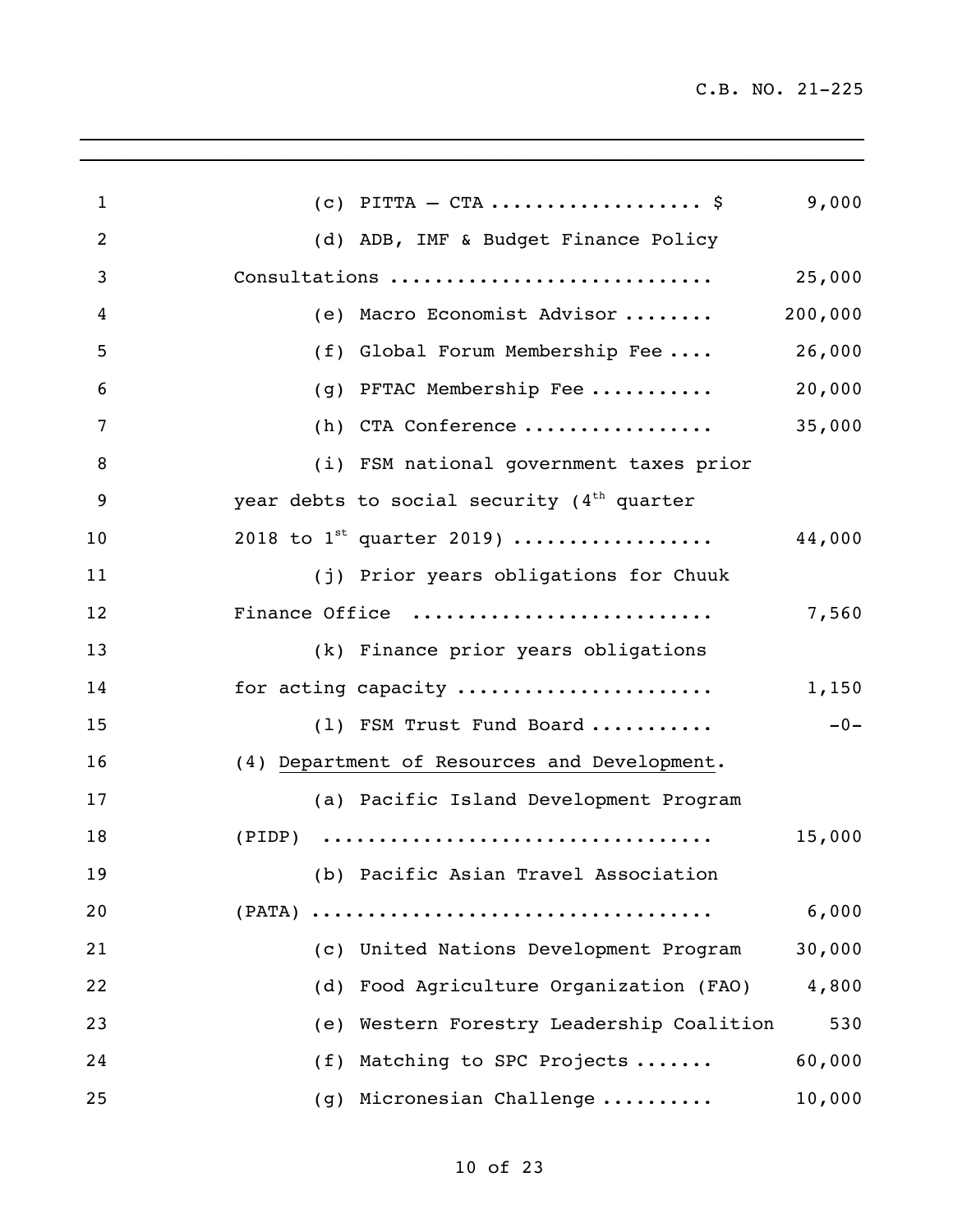(c) PITTA – CTA .................. $ 9,000

(d) ADB, IMF & Budget Finance Policy Consultations ............................ 25,000

(e) Macro Economist Advisor ........ 200,000

(f) Global Forum Membership Fee .... 26,000

(g) PFTAC Membership Fee ........... 20,000

(h) CTA Conference ................. 35,000

(i) FSM national government taxes prior year debts to social security (4th quarter 2018 to 1st quarter 2019) ................. 44,000

(j) Prior years obligations for Chuuk Finance Office .......................... 7,560

(k) Finance prior years obligations for acting capacity ...................... 1,150

(l) FSM Trust Fund Board ........... -0-

(4) <u>Department of Resources and Development</u>.

(a) Pacific Island Development Program (PIDP) .................................. 15,000

(b) Pacific Asian Travel Association (PATA) .................................. 6,000

(c) United Nations Development Program 30,000

(d) Food Agriculture Organization (FAO) 4,800

(e) Western Forestry Leadership Coalition 530

(f) Matching to SPC Projects ....... 60,000

(g) Micronesian Challenge .......... 10,000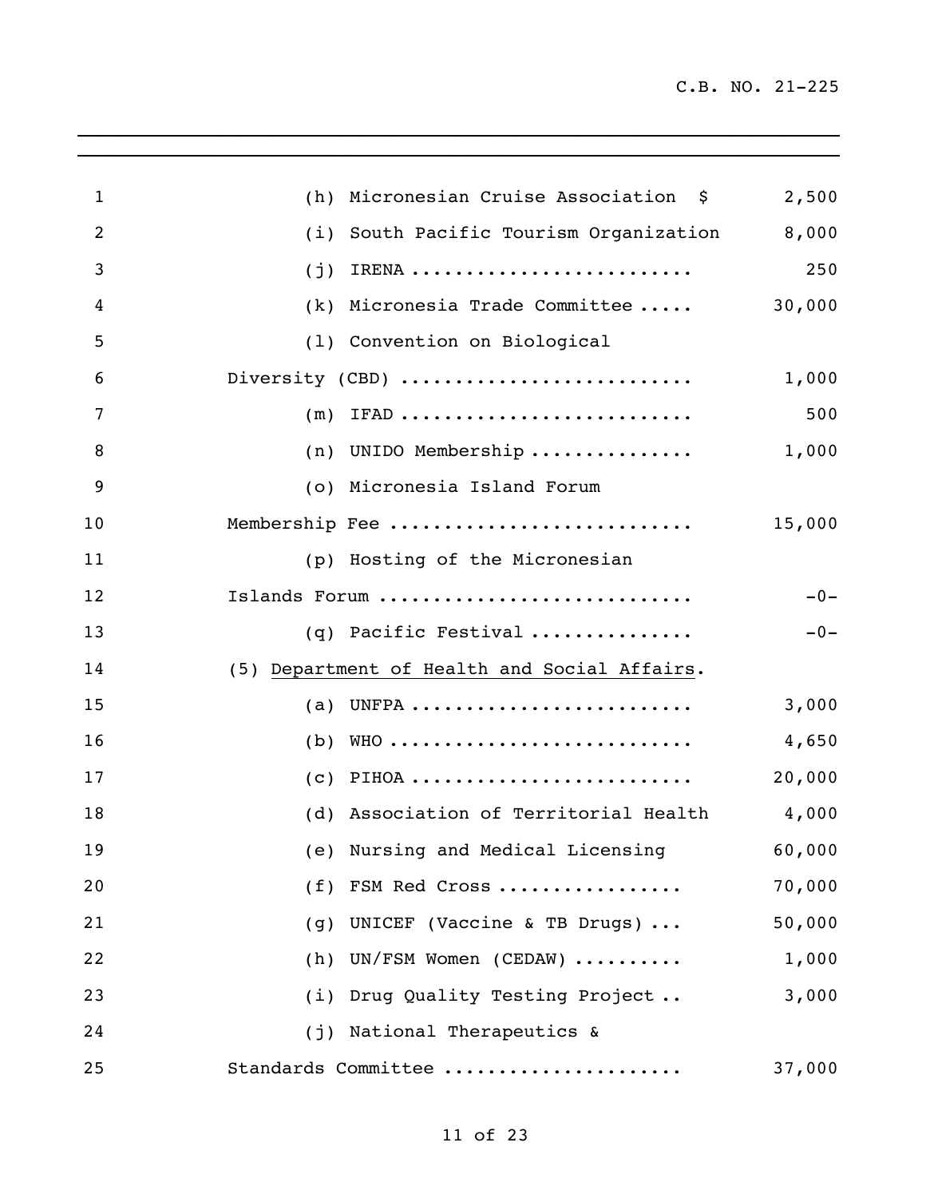| | |
|---|---|
| (h) Micronesian Cruise Association $ | 2,500 |
| (i) South Pacific Tourism Organization | 8,000 |
| (j) IRENA | 250 |
| (k) Micronesia Trade Committee | 30,000 |
| (l) Convention on Biological Diversity (CBD) | 1,000 |
| (m) IFAD | 500 |
| (n) UNIDO Membership | 1,000 |
| (o) Micronesia Island Forum Membership Fee | 15,000 |
| (p) Hosting of the Micronesian Islands Forum | -0- |
| (q) Pacific Festival | -0- |

(5) Department of Health and Social Affairs.

| | |
|---|---|
| (a) UNFPA | 3,000 |
| (b) WHO | 4,650 |
| (c) PIHOA | 20,000 |
| (d) Association of Territorial Health | 4,000 |
| (e) Nursing and Medical Licensing | 60,000 |
| (f) FSM Red Cross | 70,000 |
| (g) UNICEF (Vaccine & TB Drugs) | 50,000 |
| (h) UN/FSM Women (CEDAW) | 1,000 |
| (i) Drug Quality Testing Project | 3,000 |
| (j) National Therapeutics & Standards Committee | 37,000 |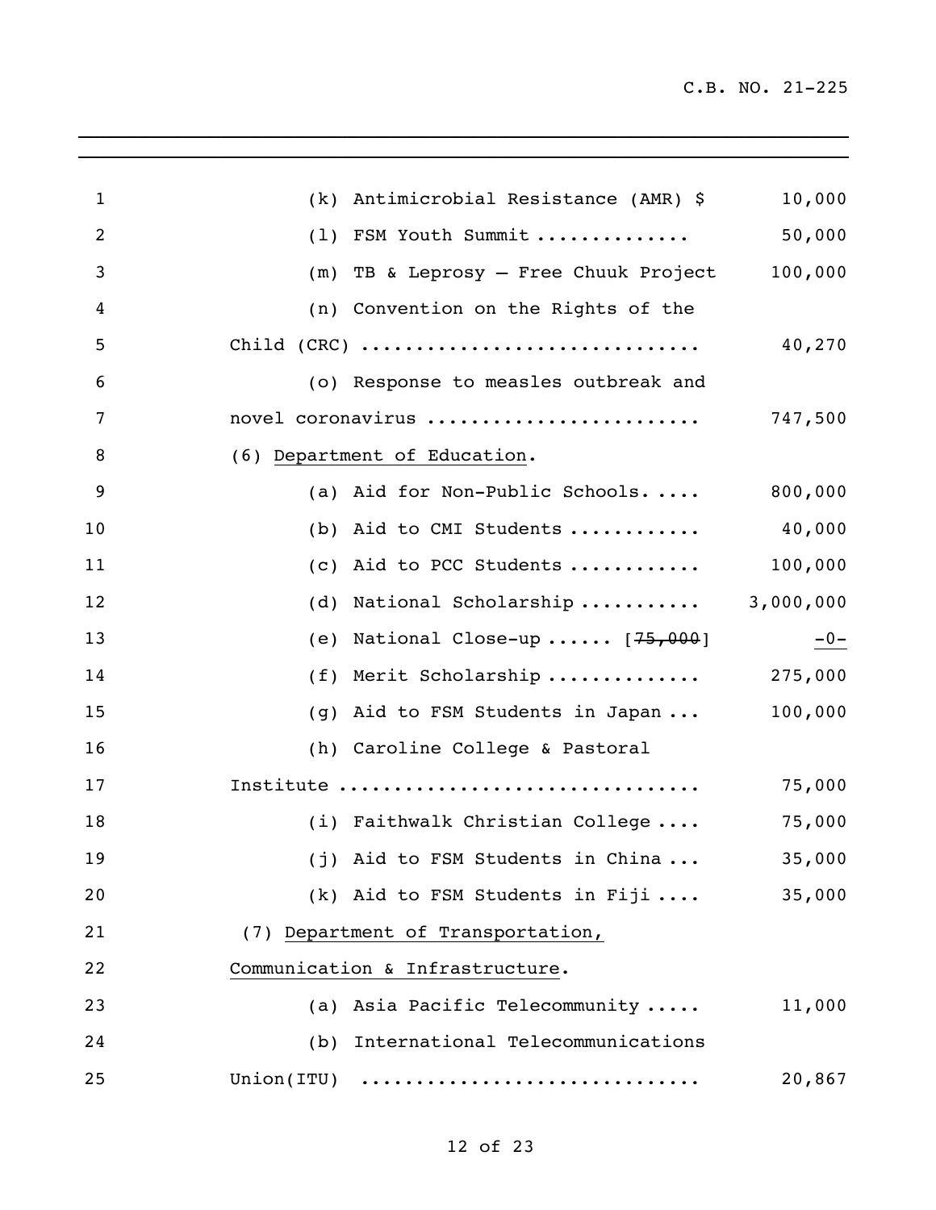(k) Antimicrobial Resistance (AMR) $ 10,000

(l) FSM Youth Summit ............. 50,000

(m) TB & Leprosy – Free Chuuk Project 100,000

(n) Convention on the Rights of the Child (CRC) .............................. 40,270

(o) Response to measles outbreak and novel coronavirus ........................ 747,500

(6) <u>Department of Education</u>.

(a) Aid for Non-Public Schools. .... 800,000

(b) Aid to CMI Students ............ 40,000

(c) Aid to PCC Students ............ 100,000

(d) National Scholarship ........... 3,000,000

(e) National Close-up ...... [~~75,000~~] <u>-0-</u>

(f) Merit Scholarship .............. 275,000

(g) Aid to FSM Students in Japan ... 100,000

(h) Caroline College & Pastoral Institute ................................ 75,000

(i) Faithwalk Christian College .... 75,000

(j) Aid to FSM Students in China ... 35,000

(k) Aid to FSM Students in Fiji .... 35,000

(7) <u>Department of Transportation, Communication & Infrastructure</u>.

(a) Asia Pacific Telecommunity ..... 11,000

(b) International Telecommunications Union(ITU) ............................. 20,867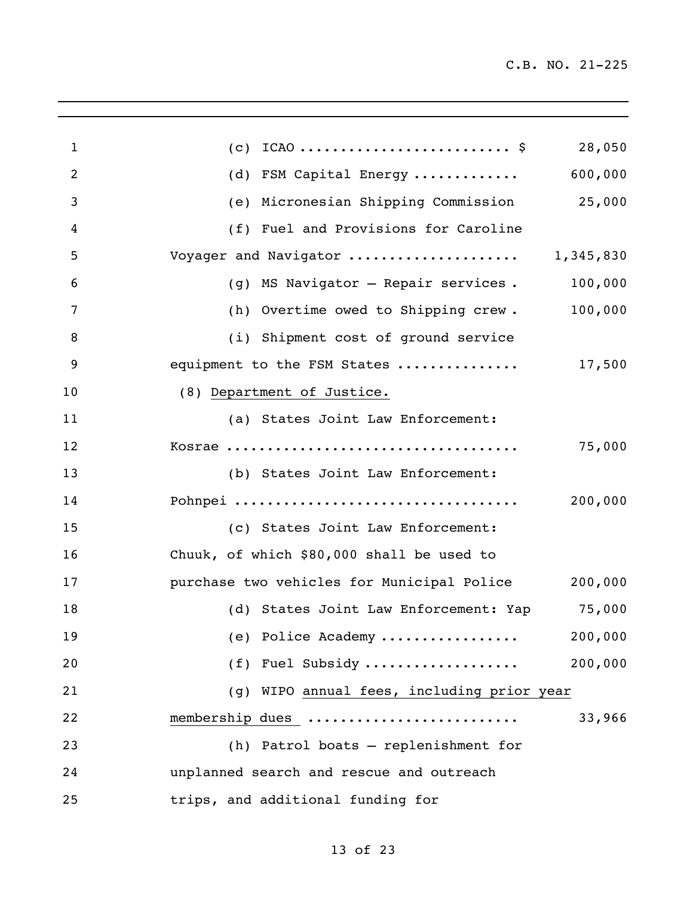(c) ICAO ......................... $ 28,050

(d) FSM Capital Energy ............. 600,000

(e) Micronesian Shipping Commission 25,000

(f) Fuel and Provisions for Caroline Voyager and Navigator .................... 1,345,830

(g) MS Navigator – Repair services . 100,000

(h) Overtime owed to Shipping crew . 100,000

(i) Shipment cost of ground service equipment to the FSM States .............. 17,500

(8) Department of Justice.

(a) States Joint Law Enforcement: Kosrae .................................. 75,000

(b) States Joint Law Enforcement: Pohnpei ................................. 200,000

(c) States Joint Law Enforcement: Chuuk, of which $80,000 shall be used to purchase two vehicles for Municipal Police 200,000

(d) States Joint Law Enforcement: Yap 75,000

(e) Police Academy ................. 200,000

(f) Fuel Subsidy .................. 200,000

(g) WIPO annual fees, including prior year membership dues ......................... 33,966

(h) Patrol boats – replenishment for unplanned search and rescue and outreach trips, and additional funding for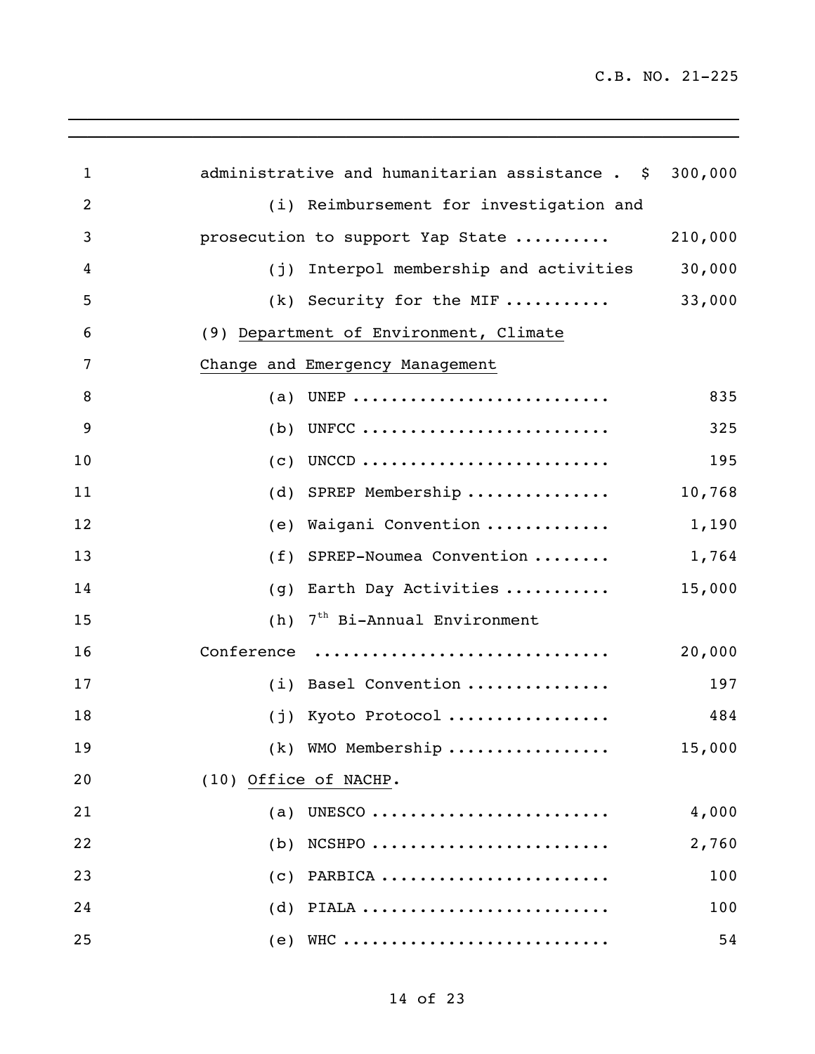administrative and humanitarian assistance . $ 300,000

(i) Reimbursement for investigation and prosecution to support Yap State .......... 210,000

(j) Interpol membership and activities 30,000

(k) Security for the MIF ........... 33,000

(9) <u>Department of Environment, Climate Change and Emergency Management</u>

(a) UNEP .......................... 835

(b) UNFCC .......................... 325

(c) UNCCD .......................... 195

(d) SPREP Membership ............... 10,768

(e) Waigani Convention ............. 1,190

(f) SPREP-Noumea Convention ........ 1,764

(g) Earth Day Activities ........... 15,000

(h) $7^{th}$ Bi-Annual Environment Conference .............................. 20,000

(i) Basel Convention ............... 197

(j) Kyoto Protocol ................. 484

(k) WMO Membership ................. 15,000

(10) <u>Office of NACHP</u>.

(a) UNESCO ......................... 4,000

(b) NCSHPO ......................... 2,760

(c) PARBICA ........................ 100

(d) PIALA .......................... 100

(e) WHC ............................ 54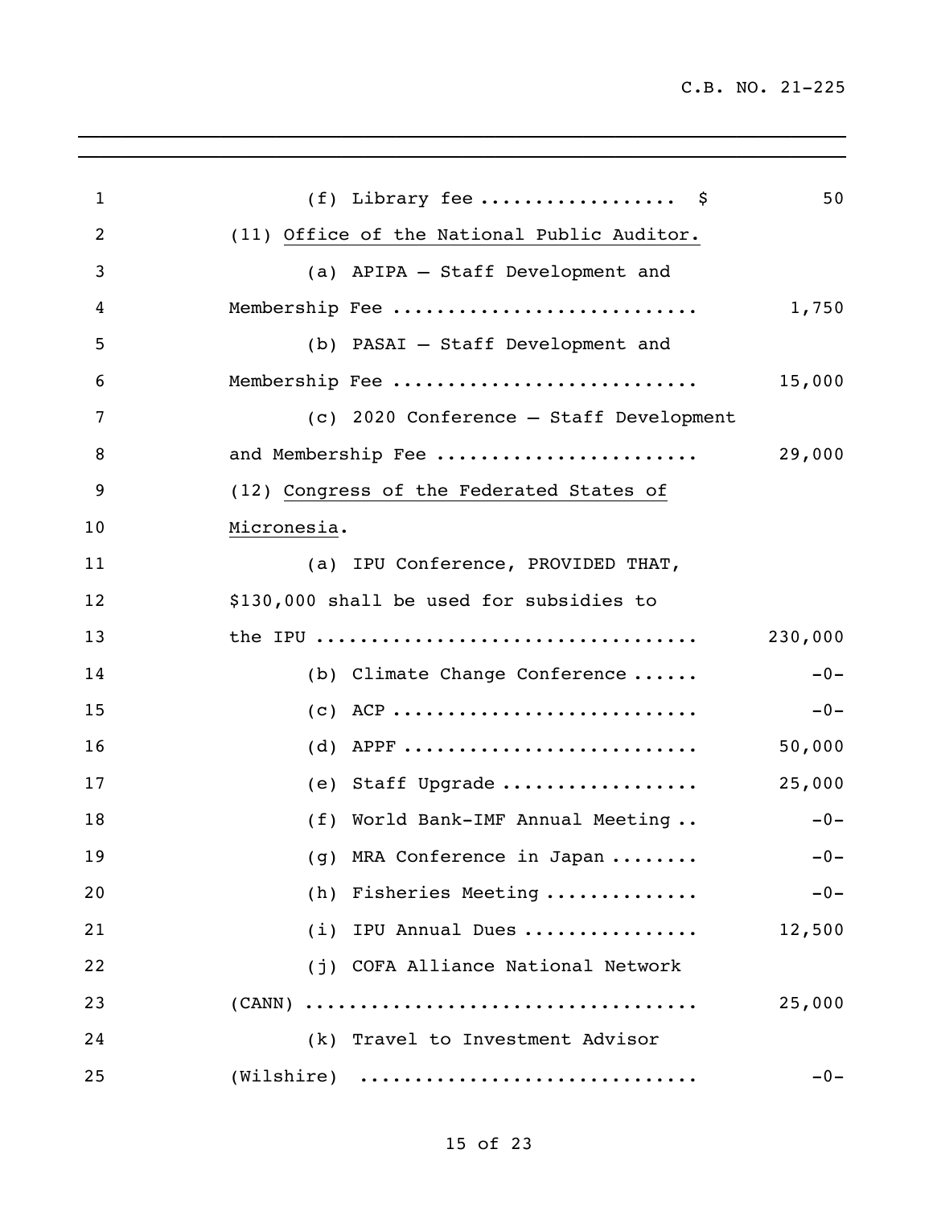(f) Library fee ................. $ 50

(11) Office of the National Public Auditor.

(a) APIPA – Staff Development and Membership Fee ........................... 1,750

(b) PASAI – Staff Development and Membership Fee ........................... 15,000

(c) 2020 Conference – Staff Development and Membership Fee ....................... 29,000

(12) Congress of the Federated States of Micronesia.

(a) IPU Conference, PROVIDED THAT, $130,000 shall be used for subsidies to the IPU .................................. 230,000

(b) Climate Change Conference ...... -0-

(c) ACP ........................... -0-

(d) APPF .......................... 50,000

(e) Staff Upgrade ................. 25,000

(f) World Bank-IMF Annual Meeting .. -0-

(g) MRA Conference in Japan ........ -0-

(h) Fisheries Meeting ............. -0-

(i) IPU Annual Dues ................ 12,500

(j) COFA Alliance National Network (CANN) .................................. 25,000

(k) Travel to Investment Advisor (Wilshire) ............................. -0-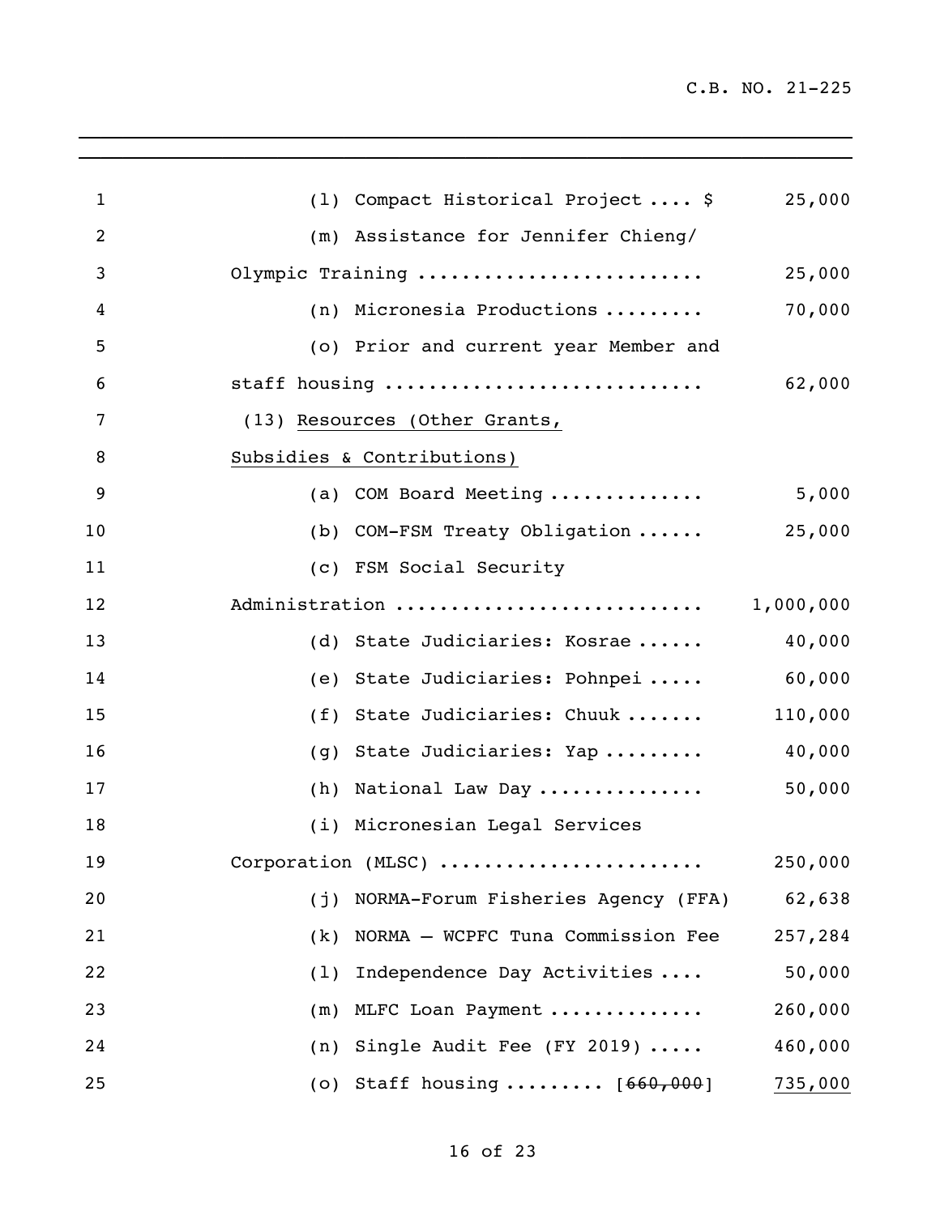(l) Compact Historical Project .... $ 25,000

(m) Assistance for Jennifer Chieng/ Olympic Training .......................... 25,000

(n) Micronesia Productions ......... 70,000

(o) Prior and current year Member and staff housing ............................ 62,000

(13) <u>Resources (Other Grants, Subsidies & Contributions)</u>

(a) COM Board Meeting ............. 5,000

(b) COM-FSM Treaty Obligation ...... 25,000

(c) FSM Social Security Administration ........................... 1,000,000

(d) State Judiciaries: Kosrae ...... 40,000

(e) State Judiciaries: Pohnpei ..... 60,000

(f) State Judiciaries: Chuuk ....... 110,000

(g) State Judiciaries: Yap ......... 40,000

(h) National Law Day .............. 50,000

(i) Micronesian Legal Services Corporation (MLSC) ....................... 250,000

(j) NORMA-Forum Fisheries Agency (FFA) 62,638

(k) NORMA – WCPFC Tuna Commission Fee 257,284

(l) Independence Day Activities .... 50,000

(m) MLFC Loan Payment ............. 260,000

(n) Single Audit Fee (FY 2019) ..... 460,000

(o) Staff housing ......... [~~660,000~~] <u>735,000</u>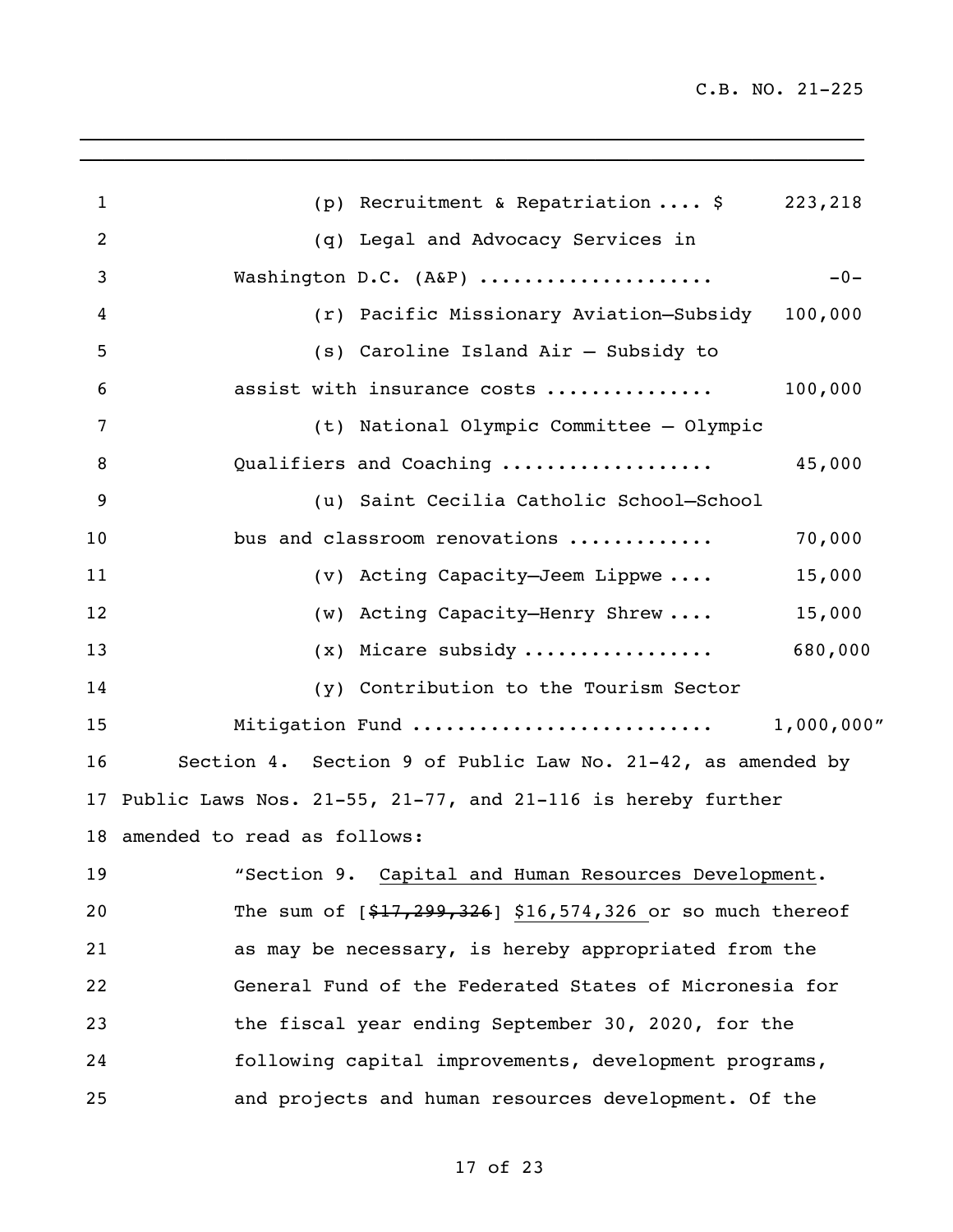(p) Recruitment & Repatriation .... $ 223,218

(q) Legal and Advocacy Services in Washington D.C. (A&P) .................... -0-

(r) Pacific Missionary Aviation—Subsidy 100,000

(s) Caroline Island Air – Subsidy to assist with insurance costs .............. 100,000

(t) National Olympic Committee – Olympic Qualifiers and Coaching .................. 45,000

(u) Saint Cecilia Catholic School—School bus and classroom renovations ............ 70,000

(v) Acting Capacity—Jeem Lippwe .... 15,000

(w) Acting Capacity—Henry Shrew .... 15,000

(x) Micare subsidy ................ 680,000

(y) Contribution to the Tourism Sector Mitigation Fund .......................... 1,000,000"

Section 4. Section 9 of Public Law No. 21-42, as amended by Public Laws Nos. 21-55, 21-77, and 21-116 is hereby further amended to read as follows:

"Section 9. <u>Capital and Human Resources Development</u>. The sum of [~~$17,299,326~~] <u>$16,574,326</u> or so much thereof as may be necessary, is hereby appropriated from the General Fund of the Federated States of Micronesia for the fiscal year ending September 30, 2020, for the following capital improvements, development programs, and projects and human resources development. Of the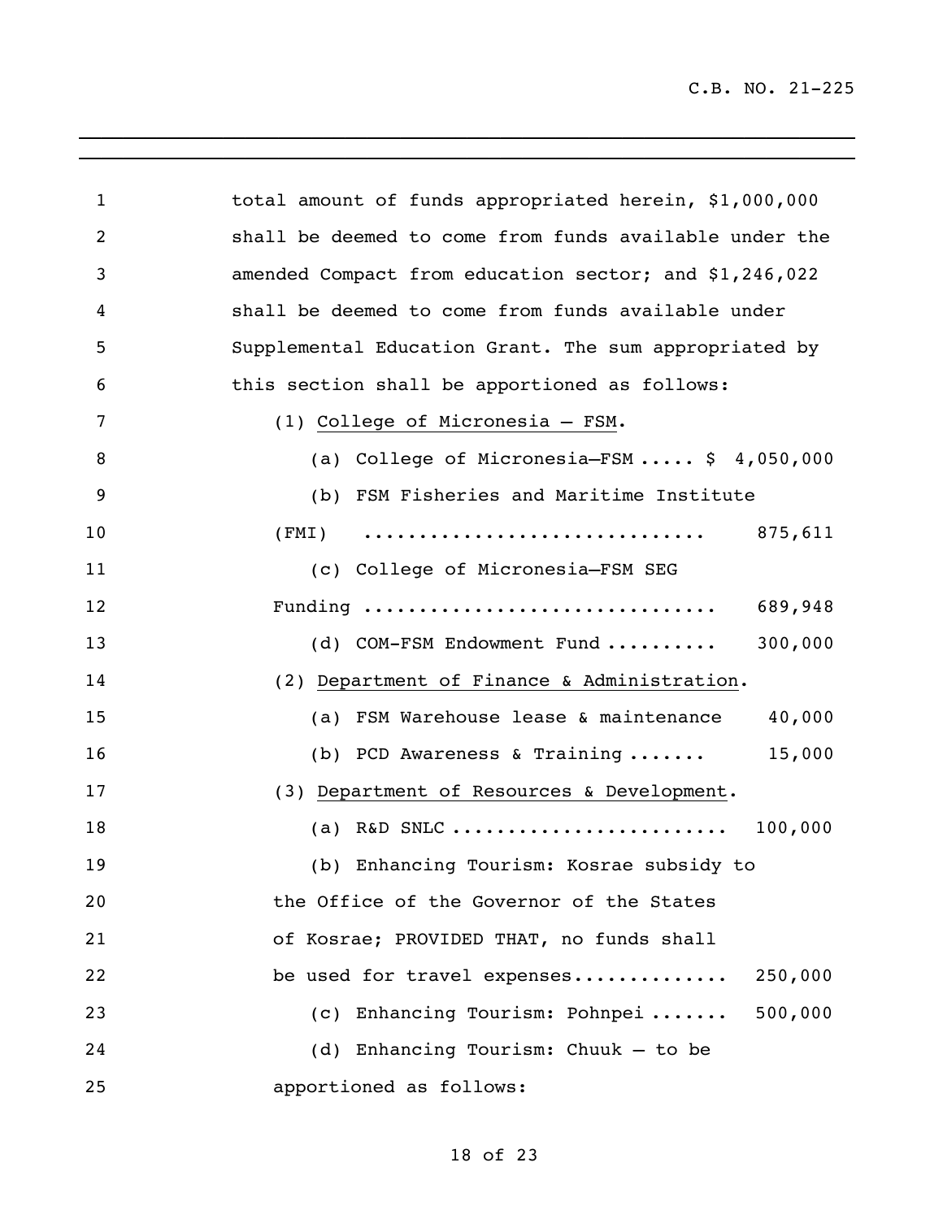total amount of funds appropriated herein, $1,000,000 shall be deemed to come from funds available under the amended Compact from education sector; and $1,246,022 shall be deemed to come from funds available under Supplemental Education Grant. The sum appropriated by this section shall be apportioned as follows:

(1) College of Micronesia – FSM.

(a) College of Micronesia–FSM ..... $ 4,050,000

(b) FSM Fisheries and Maritime Institute (FMI) .............................. 875,611

(c) College of Micronesia–FSM SEG Funding ............................... 689,948

(d) COM-FSM Endowment Fund .......... 300,000

(2) Department of Finance & Administration.

(a) FSM Warehouse lease & maintenance 40,000

(b) PCD Awareness & Training ....... 15,000

(3) Department of Resources & Development.

(a) R&D SNLC ........................ 100,000

(b) Enhancing Tourism: Kosrae subsidy to the Office of the Governor of the States of Kosrae; PROVIDED THAT, no funds shall be used for travel expenses............. 250,000

(c) Enhancing Tourism: Pohnpei ....... 500,000

(d) Enhancing Tourism: Chuuk – to be apportioned as follows: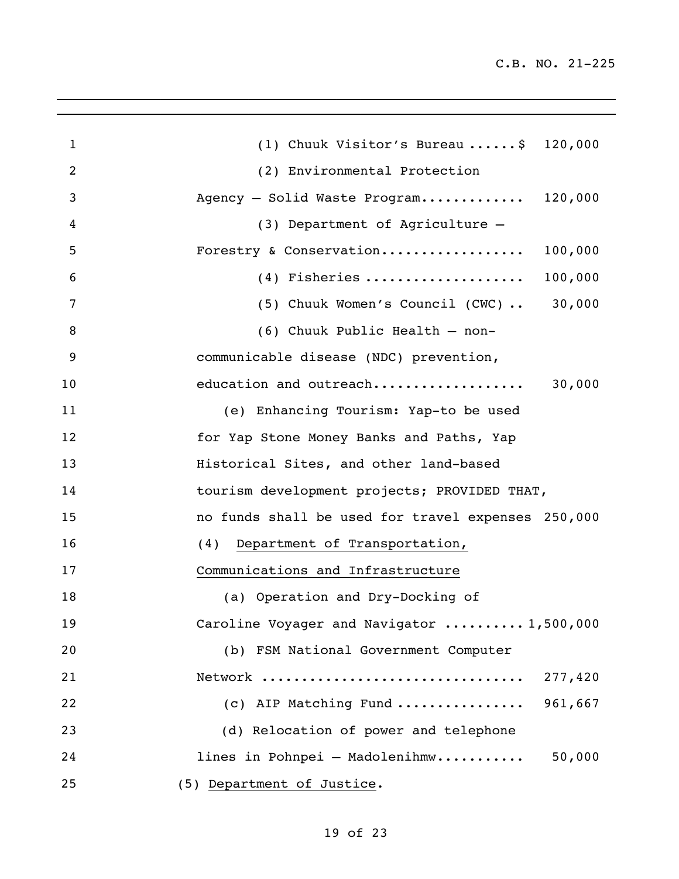(1) Chuuk Visitor's Bureau ......$ 120,000

(2) Environmental Protection Agency – Solid Waste Program............ 120,000

(3) Department of Agriculture – Forestry & Conservation................. 100,000

(4) Fisheries ................... 100,000

(5) Chuuk Women's Council (CWC) .. 30,000

(6) Chuuk Public Health – non-communicable disease (NDC) prevention, education and outreach.................. 30,000

(e) Enhancing Tourism: Yap-to be used for Yap Stone Money Banks and Paths, Yap Historical Sites, and other land-based tourism development projects; PROVIDED THAT, no funds shall be used for travel expenses 250,000

(4) Department of Transportation, Communications and Infrastructure

(a) Operation and Dry-Docking of Caroline Voyager and Navigator .......... 1,500,000

(b) FSM National Government Computer Network ............................... 277,420

(c) AIP Matching Fund ............... 961,667

(d) Relocation of power and telephone lines in Pohnpei – Madolenihmw.......... 50,000

(5) Department of Justice.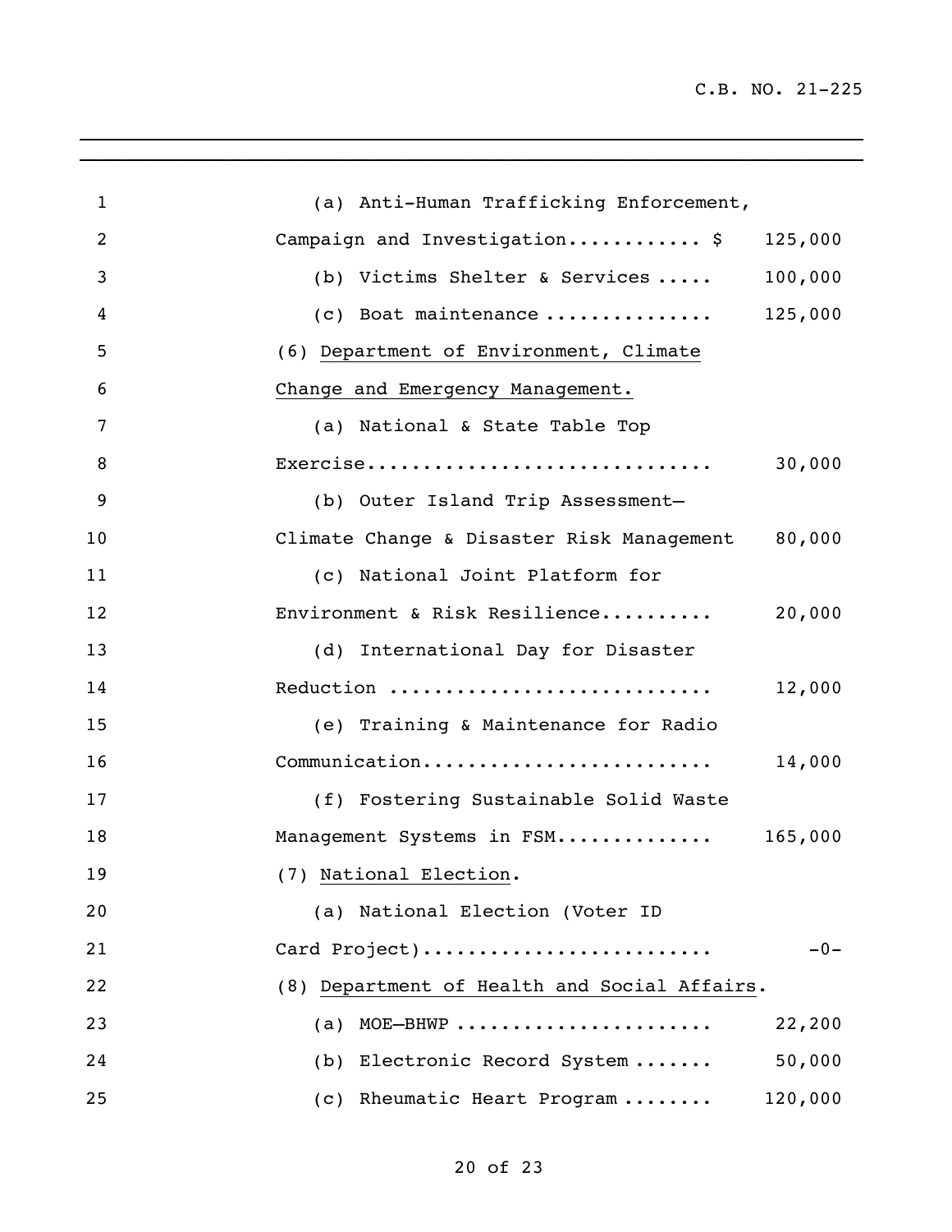(a) Anti-Human Trafficking Enforcement, Campaign and Investigation............ $ 125,000

(b) Victims Shelter & Services ..... 100,000

(c) Boat maintenance .............. 125,000

(6) <u>Department of Environment, Climate Change and Emergency Management.</u>

(a) National & State Table Top Exercise.............................. 30,000

(b) Outer Island Trip Assessment–Climate Change & Disaster Risk Management 80,000

(c) National Joint Platform for Environment & Risk Resilience.......... 20,000

(d) International Day for Disaster Reduction ............................ 12,000

(e) Training & Maintenance for Radio Communication......................... 14,000

(f) Fostering Sustainable Solid Waste Management Systems in FSM............. 165,000

(7) <u>National Election</u>.

(a) National Election (Voter ID Card Project)......................... -0-

(8) <u>Department of Health and Social Affairs</u>.

(a) MOE–BHWP ...................... 22,200

(b) Electronic Record System ....... 50,000

(c) Rheumatic Heart Program ........ 120,000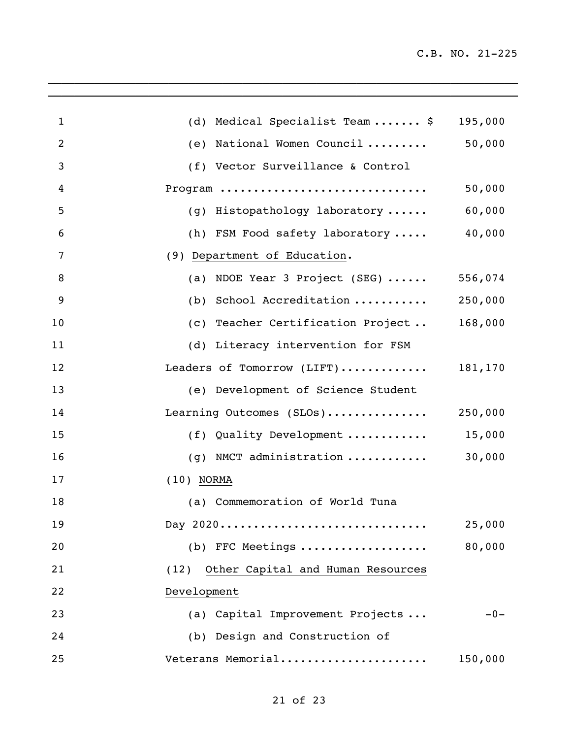(d) Medical Specialist Team ....... $ 195,000

(e) National Women Council ......... 50,000

(f) Vector Surveillance & Control Program .............................. 50,000

(g) Histopathology laboratory ...... 60,000

(h) FSM Food safety laboratory ..... 40,000

(9) Department of Education.

(a) NDOE Year 3 Project (SEG) ...... 556,074

(b) School Accreditation ........... 250,000

(c) Teacher Certification Project .. 168,000

(d) Literacy intervention for FSM Leaders of Tomorrow (LIFT)............ 181,170

(e) Development of Science Student Learning Outcomes (SLOs)............... 250,000

(f) Quality Development ............ 15,000

(g) NMCT administration ............ 30,000

(10) NORMA

(a) Commemoration of World Tuna Day 2020.............................. 25,000

(b) FFC Meetings ................... 80,000

(12) Other Capital and Human Resources Development

(a) Capital Improvement Projects ... -0-

(b) Design and Construction of Veterans Memorial..................... 150,000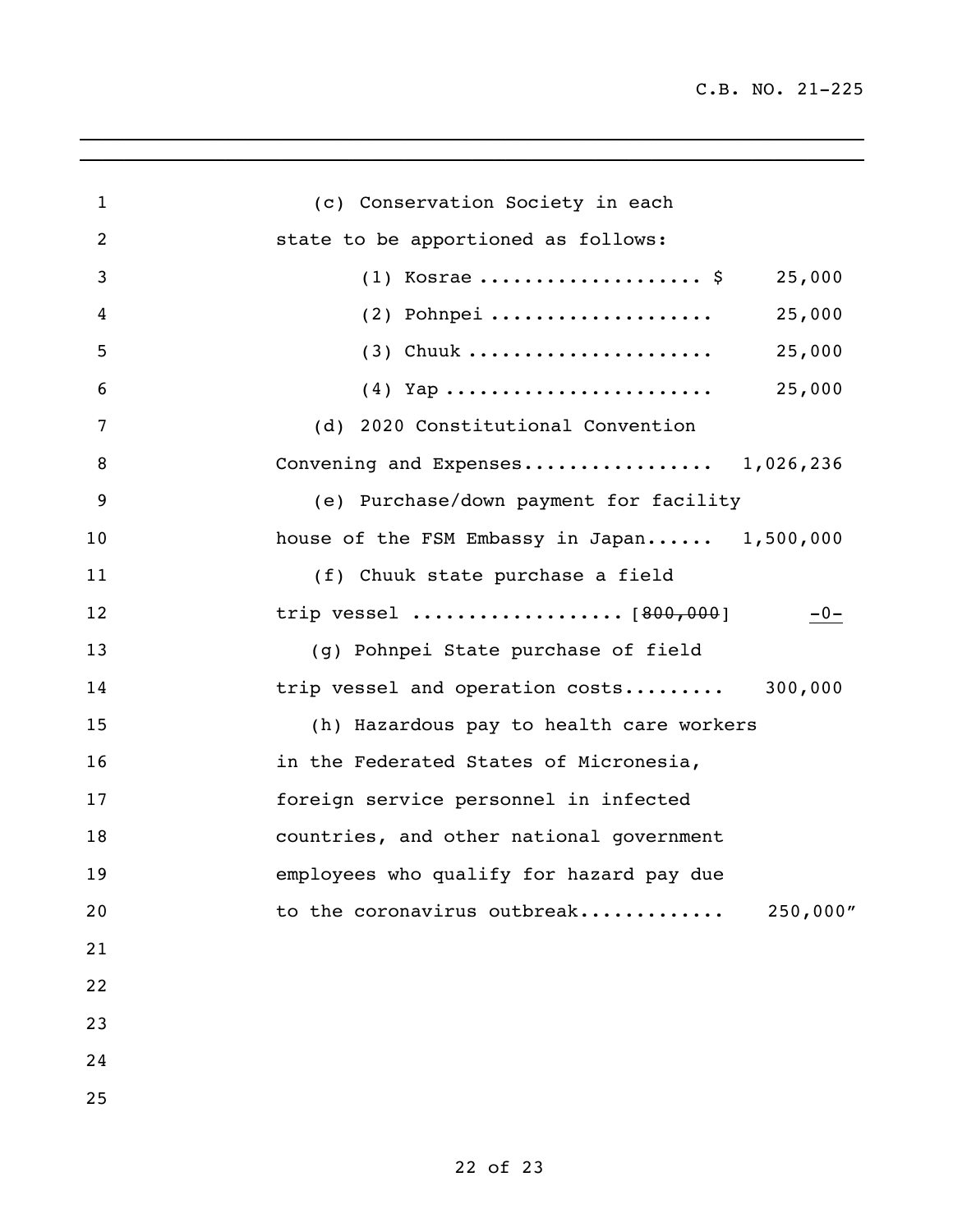(c) Conservation Society in each state to be apportioned as follows:

| | |
|---|---|
| (1) Kosrae .................... $ | 25,000 |
| (2) Pohnpei .................... | 25,000 |
| (3) Chuuk ...................... | 25,000 |
| (4) Yap ........................ | 25,000 |

(d) 2020 Constitutional Convention Convening and Expenses................. 1,026,236

(e) Purchase/down payment for facility house of the FSM Embassy in Japan...... 1,500,000

(f) Chuuk state purchase a field trip vessel .................. [~~800,000~~] <u>-0-</u>

(g) Pohnpei State purchase of field trip vessel and operation costs......... 300,000

(h) Hazardous pay to health care workers in the Federated States of Micronesia, foreign service personnel in infected countries, and other national government employees who qualify for hazard pay due to the coronavirus outbreak............ 250,000"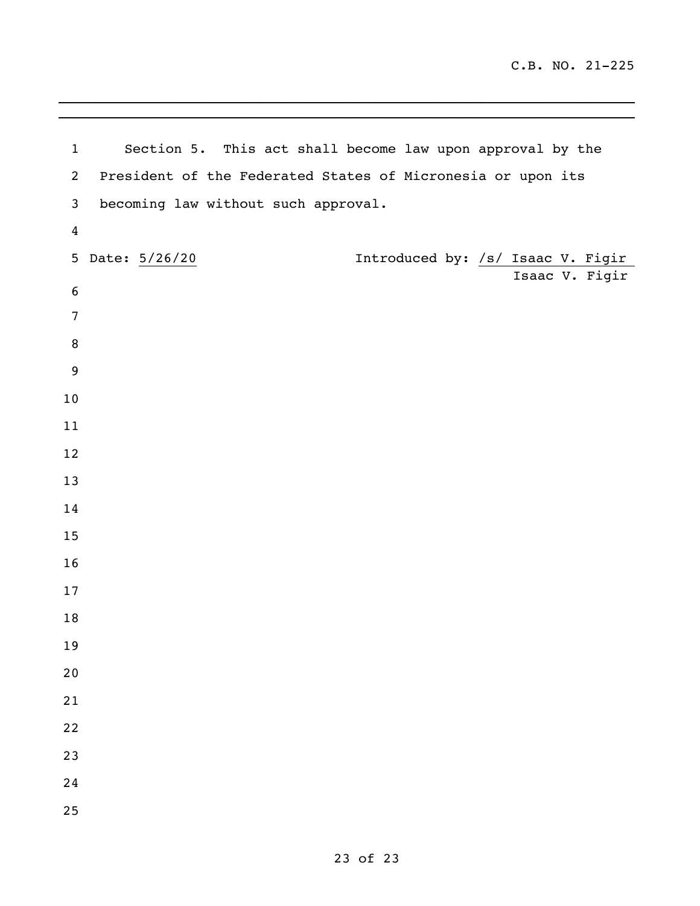Section 5. This act shall become law upon approval by the President of the Federated States of Micronesia or upon its becoming law without such approval.

Date: 5/26/20

Introduced by: /s/ Isaac V. Figir

Isaac V. Figir